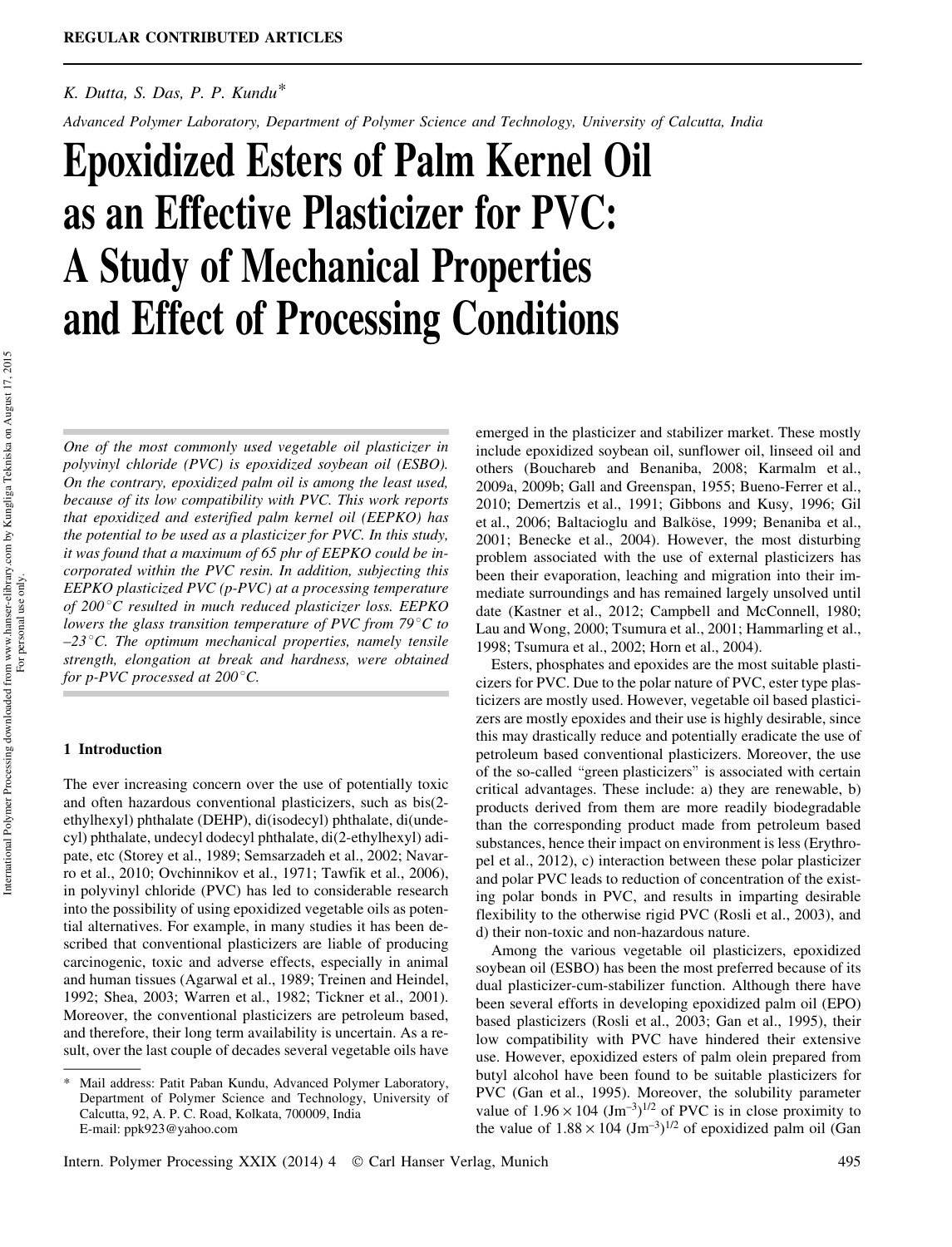REGULAR CONTRIBUTED ARTICLES

*K. Dutta, S. Das, P. P. Kundu**

*Advanced Polymer Laboratory, Department of Polymer Science and Technology, University of Calcutta, India*

# Epoxidized Esters of Palm Kernel Oil as an Effective Plasticizer for PVC: A Study of Mechanical Properties and Effect of Processing Conditions

*One of the most commonly used vegetable oil plasticizer in polyvinyl chloride (PVC) is epoxidized soybean oil (ESBO). On the contrary, epoxidized palm oil is among the least used, because of its low compatibility with PVC. This work reports that epoxidized and esterified palm kernel oil (EEPKO) has the potential to be used as a plasticizer for PVC. In this study, it was found that a maximum of 65 phr of EEPKO could be incorporated within the PVC resin. In addition, subjecting this EEPKO plasticized PVC (p-PVC) at a processing temperature of 200 °C resulted in much reduced plasticizer loss. EEPKO lowers the glass transition temperature of PVC from 79 °C to –23 °C. The optimum mechanical properties, namely tensile strength, elongation at break and hardness, were obtained for p-PVC processed at 200 °C.*

## 1 Introduction

The ever increasing concern over the use of potentially toxic and often hazardous conventional plasticizers, such as bis(2-ethylhexyl) phthalate (DEHP), di(isodecyl) phthalate, di(undecyl) phthalate, undecyl dodecyl phthalate, di(2-ethylhexyl) adipate, etc (Storey et al., 1989; Semsarzadeh et al., 2002; Navarro et al., 2010; Ovchinnikov et al., 1971; Tawfik et al., 2006), in polyvinyl chloride (PVC) has led to considerable research into the possibility of using epoxidized vegetable oils as potential alternatives. For example, in many studies it has been described that conventional plasticizers are liable of producing carcinogenic, toxic and adverse effects, especially in animal and human tissues (Agarwal et al., 1989; Treinen and Heindel, 1992; Shea, 2003; Warren et al., 1982; Tickner et al., 2001). Moreover, the conventional plasticizers are petroleum based, and therefore, their long term availability is uncertain. As a result, over the last couple of decades several vegetable oils have emerged in the plasticizer and stabilizer market. These mostly include epoxidized soybean oil, sunflower oil, linseed oil and others (Bouchareb and Benaniba, 2008; Karmalm et al., 2009a, 2009b; Gall and Greenspan, 1955; Bueno-Ferrer et al., 2010; Demertzis et al., 1991; Gibbons and Kusy, 1996; Gil et al., 2006; Baltacioglu and Balköse, 1999; Benaniba et al., 2001; Benecke et al., 2004). However, the most disturbing problem associated with the use of external plasticizers has been their evaporation, leaching and migration into their immediate surroundings and has remained largely unsolved until date (Kastner et al., 2012; Campbell and McConnell, 1980; Lau and Wong, 2000; Tsumura et al., 2001; Hammarling et al., 1998; Tsumura et al., 2002; Horn et al., 2004).

Esters, phosphates and epoxides are the most suitable plasticizers for PVC. Due to the polar nature of PVC, ester type plasticizers are mostly used. However, vegetable oil based plasticizers are mostly epoxides and their use is highly desirable, since this may drastically reduce and potentially eradicate the use of petroleum based conventional plasticizers. Moreover, the use of the so-called "green plasticizers" is associated with certain critical advantages. These include: a) they are renewable, b) products derived from them are more readily biodegradable than the corresponding product made from petroleum based substances, hence their impact on environment is less (Erythropel et al., 2012), c) interaction between these polar plasticizer and polar PVC leads to reduction of concentration of the existing polar bonds in PVC, and results in imparting desirable flexibility to the otherwise rigid PVC (Rosli et al., 2003), and d) their non-toxic and non-hazardous nature.

Among the various vegetable oil plasticizers, epoxidized soybean oil (ESBO) has been the most preferred because of its dual plasticizer-cum-stabilizer function. Although there have been several efforts in developing epoxidized palm oil (EPO) based plasticizers (Rosli et al., 2003; Gan et al., 1995), their low compatibility with PVC have hindered their extensive use. However, epoxidized esters of palm olein prepared from butyl alcohol have been found to be suitable plasticizers for PVC (Gan et al., 1995). Moreover, the solubility parameter value of $1.96 \times 104$ $(Jm^{-3})^{1/2}$ of PVC is in close proximity to the value of $1.88 \times 104$ $(Jm^{-3})^{1/2}$ of epoxidized palm oil (Gan

---

\* Mail address: Patit Paban Kundu, Advanced Polymer Laboratory, Department of Polymer Science and Technology, University of Calcutta, 92, A. P. C. Road, Kolkata, 700009, India
E-mail: ppk923@yahoo.com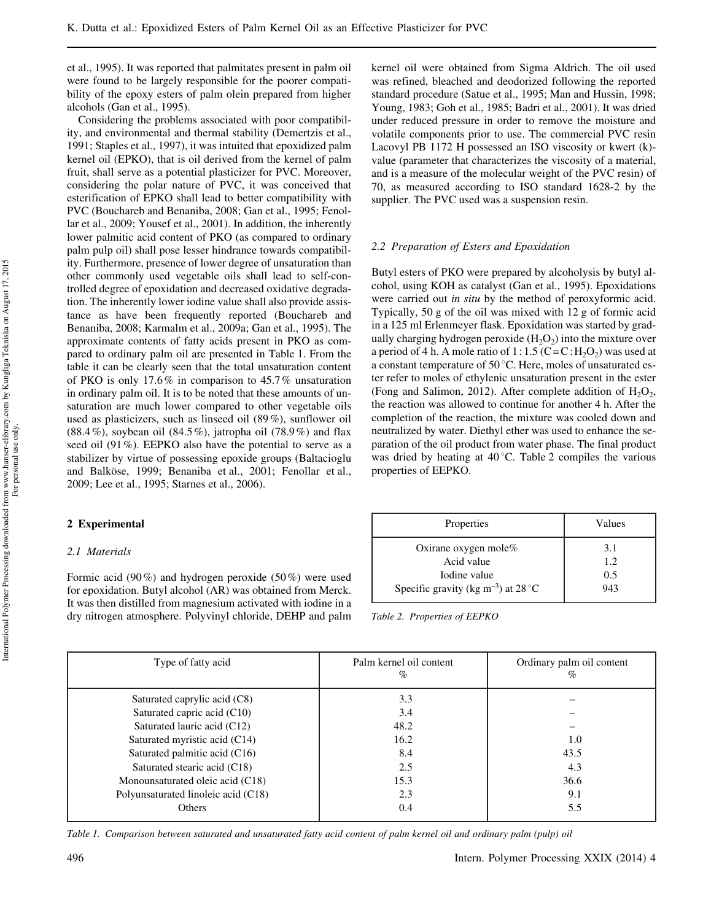et al., 1995). It was reported that palmitates present in palm oil were found to be largely responsible for the poorer compatibility of the epoxy esters of palm olein prepared from higher alcohols (Gan et al., 1995).

Considering the problems associated with poor compatibility, and environmental and thermal stability (Demertzis et al., 1991; Staples et al., 1997), it was intuited that epoxidized palm kernel oil (EPKO), that is oil derived from the kernel of palm fruit, shall serve as a potential plasticizer for PVC. Moreover, considering the polar nature of PVC, it was conceived that esterification of EPKO shall lead to better compatibility with PVC (Bouchareb and Benaniba, 2008; Gan et al., 1995; Fenollar et al., 2009; Yousef et al., 2001). In addition, the inherently lower palmitic acid content of PKO (as compared to ordinary palm pulp oil) shall pose lesser hindrance towards compatibility. Furthermore, presence of lower degree of unsaturation than other commonly used vegetable oils shall lead to self-controlled degree of epoxidation and decreased oxidative degradation. The inherently lower iodine value shall also provide assistance as have been frequently reported (Bouchareb and Benaniba, 2008; Karmalm et al., 2009a; Gan et al., 1995). The approximate contents of fatty acids present in PKO as compared to ordinary palm oil are presented in Table 1. From the table it can be clearly seen that the total unsaturation content of PKO is only 17.6% in comparison to 45.7% unsaturation in ordinary palm oil. It is to be noted that these amounts of unsaturation are much lower compared to other vegetable oils used as plasticizers, such as linseed oil (89%), sunflower oil (88.4%), soybean oil (84.5%), jatropha oil (78.9%) and flax seed oil (91%). EEPKO also have the potential to serve as a stabilizer by virtue of possessing epoxide groups (Baltacioglu and Balköse, 1999; Benaniba et al., 2001; Fenollar et al., 2009; Lee et al., 1995; Starnes et al., 2006).

## 2 Experimental

### 2.1 Materials

Formic acid (90%) and hydrogen peroxide (50%) were used for epoxidation. Butyl alcohol (AR) was obtained from Merck. It was then distilled from magnesium activated with iodine in a dry nitrogen atmosphere. Polyvinyl chloride, DEHP and palm kernel oil were obtained from Sigma Aldrich. The oil used was refined, bleached and deodorized following the reported standard procedure (Satue et al., 1995; Man and Hussin, 1998; Young, 1983; Goh et al., 1985; Badri et al., 2001). It was dried under reduced pressure in order to remove the moisture and volatile components prior to use. The commercial PVC resin Lacovyl PB 1172 H possessed an ISO viscosity or kwert (k)-value (parameter that characterizes the viscosity of a material, and is a measure of the molecular weight of the PVC resin) of 70, as measured according to ISO standard 1628-2 by the supplier. The PVC used was a suspension resin.

### 2.2 Preparation of Esters and Epoxidation

Butyl esters of PKO were prepared by alcoholysis by butyl alcohol, using KOH as catalyst (Gan et al., 1995). Epoxidations were carried out *in situ* by the method of peroxyformic acid. Typically, 50 g of the oil was mixed with 12 g of formic acid in a 125 ml Erlenmeyer flask. Epoxidation was started by gradually charging hydrogen peroxide ($H_2O_2$) into the mixture over a period of 4 h. A mole ratio of 1 : 1.5 (C=C : $H_2O_2$) was used at a constant temperature of 50 °C. Here, moles of unsaturated ester refer to moles of ethylenic unsaturation present in the ester (Fong and Salimon, 2012). After complete addition of $H_2O_2$, the reaction was allowed to continue for another 4 h. After the completion of the reaction, the mixture was cooled down and neutralized by water. Diethyl ether was used to enhance the separation of the oil product from water phase. The final product was dried by heating at 40 °C. Table 2 compiles the various properties of EEPKO.

| Properties | Values |
|---|---|
| Oxirane oxygen mole% | 3.1 |
| Acid value | 1.2 |
| Iodine value | 0.5 |
| Specific gravity (kg $m^{-3}$) at 28 °C | 943 |

*Table 2. Properties of EEPKO*

| Type of fatty acid | Palm kernel oil content % | Ordinary palm oil content % |
|---|---|---|
| Saturated caprylic acid (C8) | 3.3 | – |
| Saturated capric acid (C10) | 3.4 | – |
| Saturated lauric acid (C12) | 48.2 | – |
| Saturated myristic acid (C14) | 16.2 | 1.0 |
| Saturated palmitic acid (C16) | 8.4 | 43.5 |
| Saturated stearic acid (C18) | 2.5 | 4.3 |
| Monounsaturated oleic acid (C18) | 15.3 | 36.6 |
| Polyunsaturated linoleic acid (C18) | 2.3 | 9.1 |
| Others | 0.4 | 5.5 |

*Table 1. Comparison between saturated and unsaturated fatty acid content of palm kernel oil and ordinary palm (pulp) oil*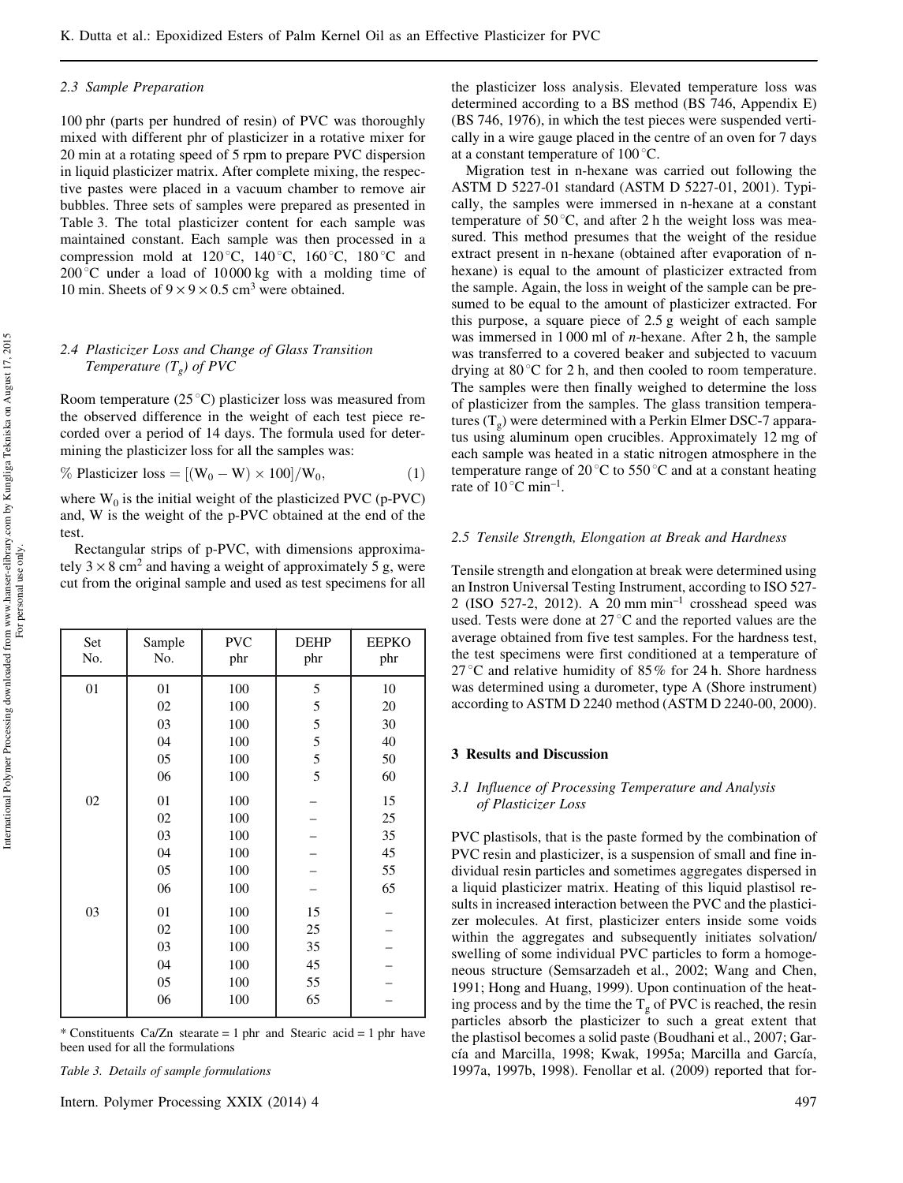### 2.3 Sample Preparation

100 phr (parts per hundred of resin) of PVC was thoroughly mixed with different phr of plasticizer in a rotative mixer for 20 min at a rotating speed of 5 rpm to prepare PVC dispersion in liquid plasticizer matrix. After complete mixing, the respective pastes were placed in a vacuum chamber to remove air bubbles. Three sets of samples were prepared as presented in Table 3. The total plasticizer content for each sample was maintained constant. Each sample was then processed in a compression mold at 120 °C, 140 °C, 160 °C, 180 °C and 200 °C under a load of 10 000 kg with a molding time of 10 min. Sheets of $9 \times 9 \times 0.5$ cm$^3$ were obtained.

### 2.4 Plasticizer Loss and Change of Glass Transition Temperature ($T_g$) of PVC

Room temperature (25 °C) plasticizer loss was measured from the observed difference in the weight of each test piece recorded over a period of 14 days. The formula used for determining the plasticizer loss for all the samples was:

$$\% \text{ Plasticizer loss} = [(W_0 - W) \times 100]/W_0, \tag{1}$$

where $W_0$ is the initial weight of the plasticized PVC (p-PVC) and, W is the weight of the p-PVC obtained at the end of the test.

Rectangular strips of p-PVC, with dimensions approximately $3 \times 8$ cm$^2$ and having a weight of approximately 5 g, were cut from the original sample and used as test specimens for all the plasticizer loss analysis. Elevated temperature loss was determined according to a BS method (BS 746, Appendix E) (BS 746, 1976), in which the test pieces were suspended vertically in a wire gauge placed in the centre of an oven for 7 days at a constant temperature of 100 °C.

Migration test in n-hexane was carried out following the ASTM D 5227-01 standard (ASTM D 5227-01, 2001). Typically, the samples were immersed in n-hexane at a constant temperature of 50 °C, and after 2 h the weight loss was measured. This method presumes that the weight of the residue extract present in n-hexane (obtained after evaporation of n-hexane) is equal to the amount of plasticizer extracted from the sample. Again, the loss in weight of the sample can be presumed to be equal to the amount of plasticizer extracted. For this purpose, a square piece of 2.5 g weight of each sample was immersed in 1 000 ml of *n*-hexane. After 2 h, the sample was transferred to a covered beaker and subjected to vacuum drying at 80 °C for 2 h, and then cooled to room temperature. The samples were then finally weighed to determine the loss of plasticizer from the samples. The glass transition temperatures ($T_g$) were determined with a Perkin Elmer DSC-7 apparatus using aluminum open crucibles. Approximately 12 mg of each sample was heated in a static nitrogen atmosphere in the temperature range of 20 °C to 550 °C and at a constant heating rate of 10 °C min$^{-1}$.

| Set No. | Sample No. | PVC phr | DEHP phr | EEPKO phr |
|---|---|---|---|---|
| 01 | 01 | 100 | 5 | 10 |
| | 02 | 100 | 5 | 20 |
| | 03 | 100 | 5 | 30 |
| | 04 | 100 | 5 | 40 |
| | 05 | 100 | 5 | 50 |
| | 06 | 100 | 5 | 60 |
| 02 | 01 | 100 | – | 15 |
| | 02 | 100 | – | 25 |
| | 03 | 100 | – | 35 |
| | 04 | 100 | – | 45 |
| | 05 | 100 | – | 55 |
| | 06 | 100 | – | 65 |
| 03 | 01 | 100 | 15 | – |
| | 02 | 100 | 25 | – |
| | 03 | 100 | 35 | – |
| | 04 | 100 | 45 | – |
| | 05 | 100 | 55 | – |
| | 06 | 100 | 65 | – |

\* Constituents Ca/Zn stearate = 1 phr and Stearic acid = 1 phr have been used for all the formulations

*Table 3. Details of sample formulations*

### 2.5 Tensile Strength, Elongation at Break and Hardness

Tensile strength and elongation at break were determined using an Instron Universal Testing Instrument, according to ISO 527-2 (ISO 527-2, 2012). A 20 mm min$^{-1}$ crosshead speed was used. Tests were done at 27 °C and the reported values are the average obtained from five test samples. For the hardness test, the test specimens were first conditioned at a temperature of 27 °C and relative humidity of 85 % for 24 h. Shore hardness was determined using a durometer, type A (Shore instrument) according to ASTM D 2240 method (ASTM D 2240-00, 2000).

## 3 Results and Discussion

### 3.1 Influence of Processing Temperature and Analysis of Plasticizer Loss

PVC plastisols, that is the paste formed by the combination of PVC resin and plasticizer, is a suspension of small and fine individual resin particles and sometimes aggregates dispersed in a liquid plasticizer matrix. Heating of this liquid plastisol results in increased interaction between the PVC and the plasticizer molecules. At first, plasticizer enters inside some voids within the aggregates and subsequently initiates solvation/swelling of some individual PVC particles to form a homogeneous structure (Semsarzadeh et al., 2002; Wang and Chen, 1991; Hong and Huang, 1999). Upon continuation of the heating process and by the time the $T_g$ of PVC is reached, the resin particles absorb the plasticizer to such a great extent that the plastisol becomes a solid paste (Boudhani et al., 2007; García and Marcilla, 1998; Kwak, 1995a; Marcilla and García, 1997a, 1997b, 1998). Fenollar et al. (2009) reported that for-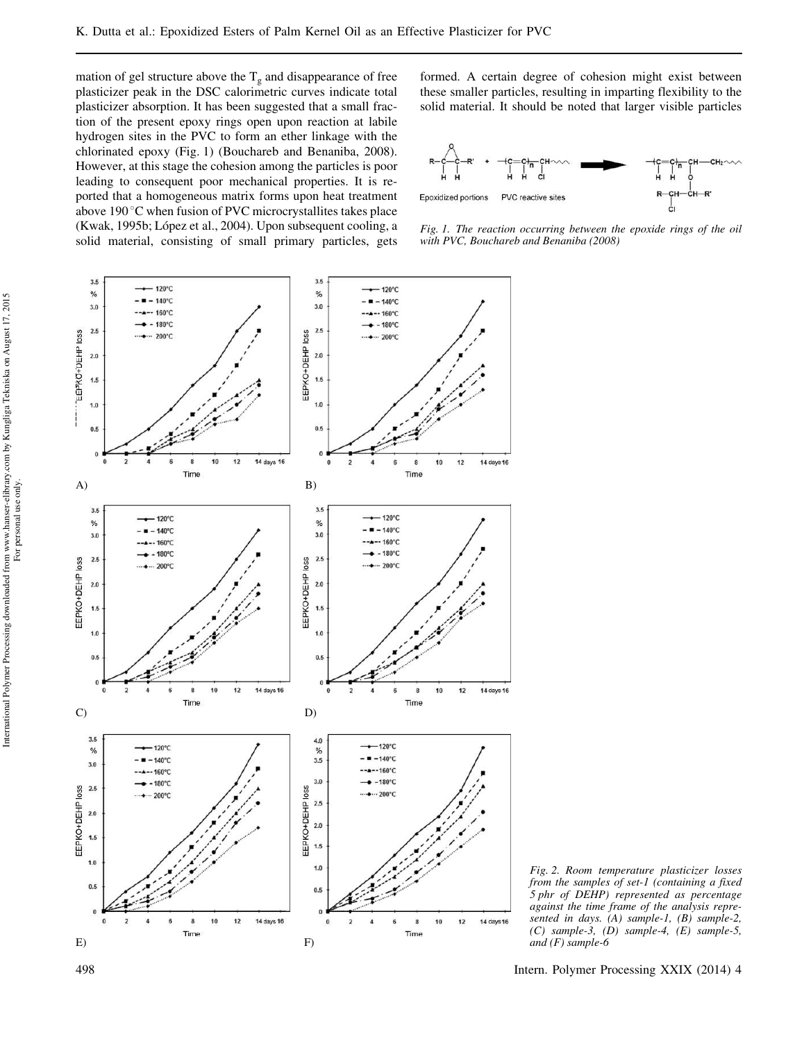mation of gel structure above the $T_g$ and disappearance of free plasticizer peak in the DSC calorimetric curves indicate total plasticizer absorption. It has been suggested that a small fraction of the present epoxy rings open upon reaction at labile hydrogen sites in the PVC to form an ether linkage with the chlorinated epoxy (Fig. 1) (Bouchareb and Benaniba, 2008). However, at this stage the cohesion among the particles is poor leading to consequent poor mechanical properties. It is reported that a homogeneous matrix forms upon heat treatment above 190 °C when fusion of PVC microcrystallites takes place (Kwak, 1995b; López et al., 2004). Upon subsequent cooling, a solid material, consisting of small primary particles, gets formed. A certain degree of cohesion might exist between these smaller particles, resulting in imparting flexibility to the solid material. It should be noted that larger visible particles

*Fig. 1. The reaction occurring between the epoxide rings of the oil with PVC, Bouchareb and Benaniba (2008)*

*Fig. 2. Room temperature plasticizer losses from the samples of set-1 (containing a fixed 5 phr of DEHP) represented as percentage against the time frame of the analysis represented in days. (A) sample-1, (B) sample-2, (C) sample-3, (D) sample-4, (E) sample-5, and (F) sample-6*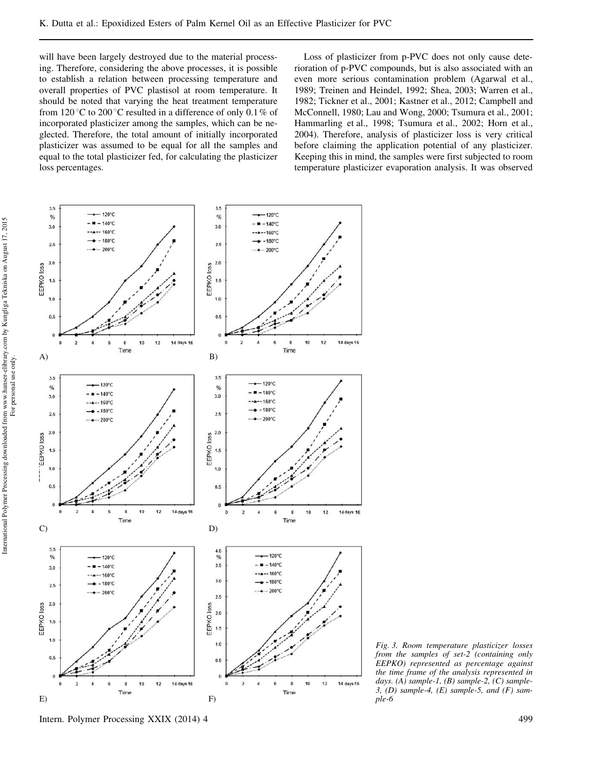will have been largely destroyed due to the material processing. Therefore, considering the above processes, it is possible to establish a relation between processing temperature and overall properties of PVC plastisol at room temperature. It should be noted that varying the heat treatment temperature from 120 °C to 200 °C resulted in a difference of only 0.1 % of incorporated plasticizer among the samples, which can be neglected. Therefore, the total amount of initially incorporated plasticizer was assumed to be equal for all the samples and equal to the total plasticizer fed, for calculating the plasticizer loss percentages.

Loss of plasticizer from p-PVC does not only cause deterioration of p-PVC compounds, but is also associated with an even more serious contamination problem (Agarwal et al., 1989; Treinen and Heindel, 1992; Shea, 2003; Warren et al., 1982; Tickner et al., 2001; Kastner et al., 2012; Campbell and McConnell, 1980; Lau and Wong, 2000; Tsumura et al., 2001; Hammarling et al., 1998; Tsumura et al., 2002; Horn et al., 2004). Therefore, analysis of plasticizer loss is very critical before claiming the application potential of any plasticizer. Keeping this in mind, the samples were first subjected to room temperature plasticizer evaporation analysis. It was observed

*Fig. 3. Room temperature plasticizer losses from the samples of set-2 (containing only EEPKO) represented as percentage against the time frame of the analysis represented in days. (A) sample-1, (B) sample-2, (C) sample-3, (D) sample-4, (E) sample-5, and (F) sample-6*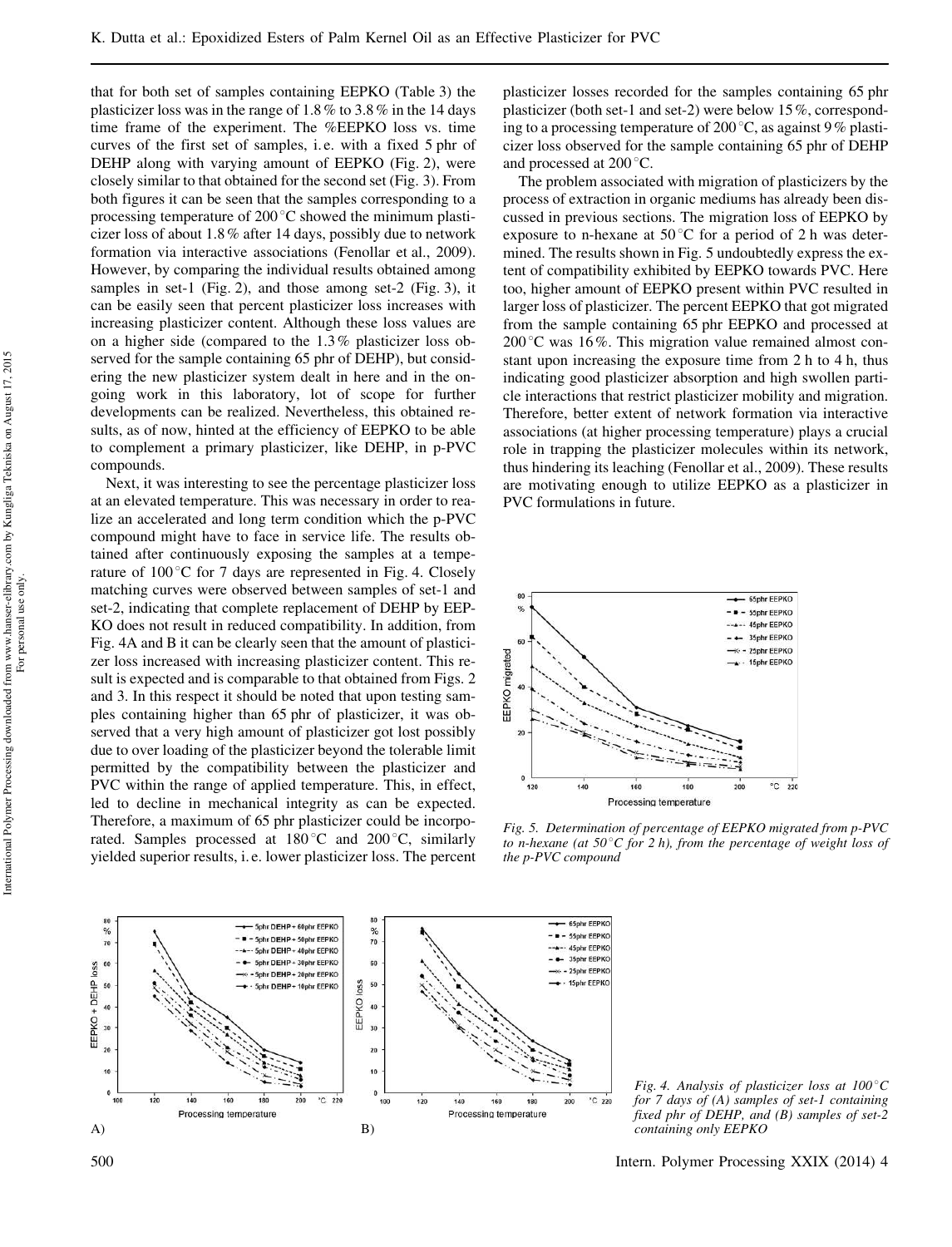that for both set of samples containing EEPKO (Table 3) the plasticizer loss was in the range of 1.8 % to 3.8 % in the 14 days time frame of the experiment. The %EEPKO loss vs. time curves of the first set of samples, i. e. with a fixed 5 phr of DEHP along with varying amount of EEPKO (Fig. 2), were closely similar to that obtained for the second set (Fig. 3). From both figures it can be seen that the samples corresponding to a processing temperature of 200 °C showed the minimum plasticizer loss of about 1.8 % after 14 days, possibly due to network formation via interactive associations (Fenollar et al., 2009). However, by comparing the individual results obtained among samples in set-1 (Fig. 2), and those among set-2 (Fig. 3), it can be easily seen that percent plasticizer loss increases with increasing plasticizer content. Although these loss values are on a higher side (compared to the 1.3 % plasticizer loss observed for the sample containing 65 phr of DEHP), but considering the new plasticizer system dealt in here and in the ongoing work in this laboratory, lot of scope for further developments can be realized. Nevertheless, this obtained results, as of now, hinted at the efficiency of EEPKO to be able to complement a primary plasticizer, like DEHP, in p-PVC compounds.

Next, it was interesting to see the percentage plasticizer loss at an elevated temperature. This was necessary in order to realize an accelerated and long term condition which the p-PVC compound might have to face in service life. The results obtained after continuously exposing the samples at a temperature of 100 °C for 7 days are represented in Fig. 4. Closely matching curves were observed between samples of set-1 and set-2, indicating that complete replacement of DEHP by EEPKO does not result in reduced compatibility. In addition, from Fig. 4A and B it can be clearly seen that the amount of plasticizer loss increased with increasing plasticizer content. This result is expected and is comparable to that obtained from Figs. 2 and 3. In this respect it should be noted that upon testing samples containing higher than 65 phr of plasticizer, it was observed that a very high amount of plasticizer got lost possibly due to over loading of the plasticizer beyond the tolerable limit permitted by the compatibility between the plasticizer and PVC within the range of applied temperature. This, in effect, led to decline in mechanical integrity as can be expected. Therefore, a maximum of 65 phr plasticizer could be incorporated. Samples processed at 180 °C and 200 °C, similarly yielded superior results, i. e. lower plasticizer loss. The percent plasticizer losses recorded for the samples containing 65 phr plasticizer (both set-1 and set-2) were below 15 %, corresponding to a processing temperature of 200 °C, as against 9 % plasticizer loss observed for the sample containing 65 phr of DEHP and processed at 200 °C.

The problem associated with migration of plasticizers by the process of extraction in organic mediums has already been discussed in previous sections. The migration loss of EEPKO by exposure to n-hexane at 50 °C for a period of 2 h was determined. The results shown in Fig. 5 undoubtedly express the extent of compatibility exhibited by EEPKO towards PVC. Here too, higher amount of EEPKO present within PVC resulted in larger loss of plasticizer. The percent EEPKO that got migrated from the sample containing 65 phr EEPKO and processed at 200 °C was 16 %. This migration value remained almost constant upon increasing the exposure time from 2 h to 4 h, thus indicating good plasticizer absorption and high swollen particle interactions that restrict plasticizer mobility and migration. Therefore, better extent of network formation via interactive associations (at higher processing temperature) plays a crucial role in trapping the plasticizer molecules within its network, thus hindering its leaching (Fenollar et al., 2009). These results are motivating enough to utilize EEPKO as a plasticizer in PVC formulations in future.

*Fig. 5. Determination of percentage of EEPKO migrated from p-PVC to n-hexane (at 50 °C for 2 h), from the percentage of weight loss of the p-PVC compound*

*Fig. 4. Analysis of plasticizer loss at 100 °C for 7 days of (A) samples of set-1 containing fixed phr of DEHP, and (B) samples of set-2 containing only EEPKO*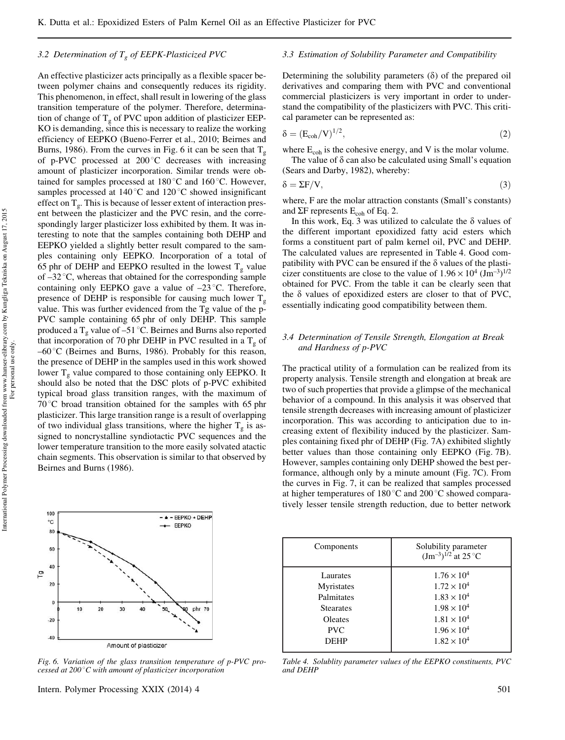### 3.2 Determination of $T_g$ of EEPK-Plasticized PVC

An effective plasticizer acts principally as a flexible spacer between polymer chains and consequently reduces its rigidity. This phenomenon, in effect, shall result in lowering of the glass transition temperature of the polymer. Therefore, determination of change of $T_g$ of PVC upon addition of plasticizer EEPKO is demanding, since this is necessary to realize the working efficiency of EEPKO (Bueno-Ferrer et al., 2010; Beirnes and Burns, 1986). From the curves in Fig. 6 it can be seen that $T_g$ of p-PVC processed at 200 °C decreases with increasing amount of plasticizer incorporation. Similar trends were obtained for samples processed at 180 °C and 160 °C. However, samples processed at 140 °C and 120 °C showed insignificant effect on $T_g$. This is because of lesser extent of interaction present between the plasticizer and the PVC resin, and the correspondingly larger plasticizer loss exhibited by them. It was interesting to note that the samples containing both DEHP and EEPKO yielded a slightly better result compared to the samples containing only EEPKO. Incorporation of a total of 65 phr of DEHP and EEPKO resulted in the lowest $T_g$ value of –32 °C, whereas that obtained for the corresponding sample containing only EEPKO gave a value of –23 °C. Therefore, presence of DEHP is responsible for causing much lower $T_g$ value. This was further evidenced from the Tg value of the p-PVC sample containing 65 phr of only DEHP. This sample produced a $T_g$ value of –51 °C. Beirnes and Burns also reported that incorporation of 70 phr DEHP in PVC resulted in a $T_g$ of –60 °C (Beirnes and Burns, 1986). Probably for this reason, the presence of DEHP in the samples used in this work showed lower $T_g$ value compared to those containing only EEPKO. It should also be noted that the DSC plots of p-PVC exhibited typical broad glass transition ranges, with the maximum of 70 °C broad transition obtained for the samples with 65 phr plasticizer. This large transition range is a result of overlapping of two individual glass transitions, where the higher $T_g$ is assigned to noncrystalline syndiotactic PVC sequences and the lower temperature transition to the more easily solvated atactic chain segments. This observation is similar to that observed by Beirnes and Burns (1986).

Fig. 6. Variation of the glass transition temperature of p-PVC processed at 200 °C with amount of plasticizer incorporation

### 3.3 Estimation of Solubility Parameter and Compatibility

Determining the solubility parameters (δ) of the prepared oil derivatives and comparing them with PVC and conventional commercial plasticizers is very important in order to understand the compatibility of the plasticizers with PVC. This critical parameter can be represented as:

$$\delta = (E_{coh}/V)^{1/2}, \tag{2}$$

where $E_{coh}$ is the cohesive energy, and V is the molar volume.

The value of δ can also be calculated using Small's equation (Sears and Darby, 1982), whereby:

$$\delta = \Sigma F/V, \tag{3}$$

where, F are the molar attraction constants (Small's constants) and ΣF represents $E_{coh}$ of Eq. 2.

In this work, Eq. 3 was utilized to calculate the δ values of the different important epoxidized fatty acid esters which forms a constituent part of palm kernel oil, PVC and DEHP. The calculated values are represented in Table 4. Good compatibility with PVC can be ensured if the δ values of the plasticizer constituents are close to the value of $1.96 \times 10^4$ $(Jm^{-3})^{1/2}$ obtained for PVC. From the table it can be clearly seen that the δ values of epoxidized esters are closer to that of PVC, essentially indicating good compatibility between them.

### 3.4 Determination of Tensile Strength, Elongation at Break and Hardness of p-PVC

The practical utility of a formulation can be realized from its property analysis. Tensile strength and elongation at break are two of such properties that provide a glimpse of the mechanical behavior of a compound. In this analysis it was observed that tensile strength decreases with increasing amount of plasticizer incorporation. This was according to anticipation due to increasing extent of flexibility induced by the plasticizer. Samples containing fixed phr of DEHP (Fig. 7A) exhibited slightly better values than those containing only EEPKO (Fig. 7B). However, samples containing only DEHP showed the best performance, although only by a minute amount (Fig. 7C). From the curves in Fig. 7, it can be realized that samples processed at higher temperatures of 180 °C and 200 °C showed comparatively lesser tensile strength reduction, due to better network

| Components | Solubility parameter $(Jm^{-3})^{1/2}$ at 25 °C |
|---|---|
| Laurates | $1.76 \times 10^4$ |
| Myristates | $1.72 \times 10^4$ |
| Palmitates | $1.83 \times 10^4$ |
| Stearates | $1.98 \times 10^4$ |
| Oleates | $1.81 \times 10^4$ |
| PVC | $1.96 \times 10^4$ |
| DEHP | $1.82 \times 10^4$ |

Table 4. Solublity parameter values of the EEPKO constituents, PVC and DEHP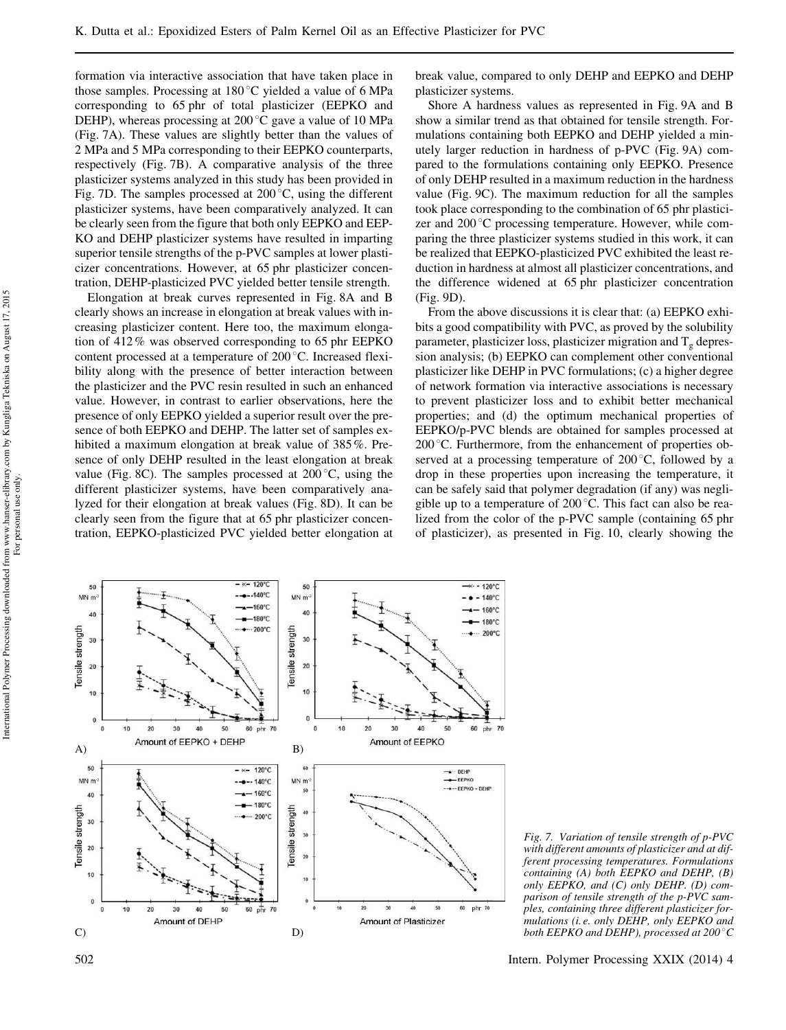formation via interactive association that have taken place in those samples. Processing at 180 °C yielded a value of 6 MPa corresponding to 65 phr of total plasticizer (EEPKO and DEHP), whereas processing at 200 °C gave a value of 10 MPa (Fig. 7A). These values are slightly better than the values of 2 MPa and 5 MPa corresponding to their EEPKO counterparts, respectively (Fig. 7B). A comparative analysis of the three plasticizer systems analyzed in this study has been provided in Fig. 7D. The samples processed at 200 °C, using the different plasticizer systems, have been comparatively analyzed. It can be clearly seen from the figure that both only EEPKO and EEPKO and DEHP plasticizer systems have resulted in imparting superior tensile strengths of the p-PVC samples at lower plasticizer concentrations. However, at 65 phr plasticizer concentration, DEHP-plasticized PVC yielded better tensile strength.

Elongation at break curves represented in Fig. 8A and B clearly shows an increase in elongation at break values with increasing plasticizer content. Here too, the maximum elongation of 412 % was observed corresponding to 65 phr EEPKO content processed at a temperature of 200 °C. Increased flexibility along with the presence of better interaction between the plasticizer and the PVC resin resulted in such an enhanced value. However, in contrast to earlier observations, here the presence of only EEPKO yielded a superior result over the presence of both EEPKO and DEHP. The latter set of samples exhibited a maximum elongation at break value of 385 %. Presence of only DEHP resulted in the least elongation at break value (Fig. 8C). The samples processed at 200 °C, using the different plasticizer systems, have been comparatively analyzed for their elongation at break values (Fig. 8D). It can be clearly seen from the figure that at 65 phr plasticizer concentration, EEPKO-plasticized PVC yielded better elongation at break value, compared to only DEHP and EEPKO and DEHP plasticizer systems.

Shore A hardness values as represented in Fig. 9A and B show a similar trend as that obtained for tensile strength. Formulations containing both EEPKO and DEHP yielded a minutely larger reduction in hardness of p-PVC (Fig. 9A) compared to the formulations containing only EEPKO. Presence of only DEHP resulted in a maximum reduction in the hardness value (Fig. 9C). The maximum reduction for all the samples took place corresponding to the combination of 65 phr plasticizer and 200 °C processing temperature. However, while comparing the three plasticizer systems studied in this work, it can be realized that EEPKO-plasticized PVC exhibited the least reduction in hardness at almost all plasticizer concentrations, and the difference widened at 65 phr plasticizer concentration (Fig. 9D).

From the above discussions it is clear that: (a) EEPKO exhibits a good compatibility with PVC, as proved by the solubility parameter, plasticizer loss, plasticizer migration and $T_g$ depression analysis; (b) EEPKO can complement other conventional plasticizer like DEHP in PVC formulations; (c) a higher degree of network formation via interactive associations is necessary to prevent plasticizer loss and to exhibit better mechanical properties; and (d) the optimum mechanical properties of EEPKO/p-PVC blends are obtained for samples processed at 200 °C. Furthermore, from the enhancement of properties observed at a processing temperature of 200 °C, followed by a drop in these properties upon increasing the temperature, it can be safely said that polymer degradation (if any) was negligible up to a temperature of 200 °C. This fact can also be realized from the color of the p-PVC sample (containing 65 phr of plasticizer), as presented in Fig. 10, clearly showing the

*Fig. 7. Variation of tensile strength of p-PVC with different amounts of plasticizer and at different processing temperatures. Formulations containing (A) both EEPKO and DEHP, (B) only EEPKO, and (C) only DEHP. (D) comparison of tensile strength of the p-PVC samples, containing three different plasticizer formulations (i. e. only DEHP, only EEPKO and both EEPKO and DEHP), processed at 200 °C*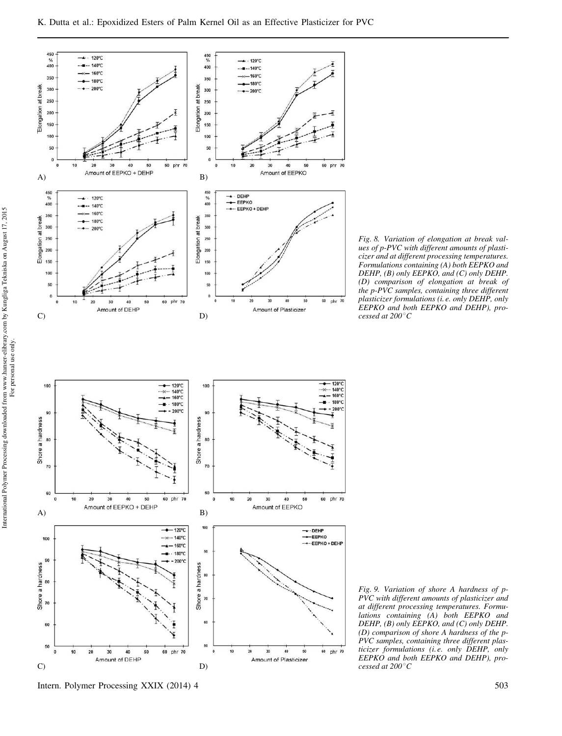Fig. 8. Variation of elongation at break values of p-PVC with different amounts of plasticizer and at different processing temperatures. Formulations containing (A) both EEPKO and DEHP, (B) only EEPKO, and (C) only DEHP. (D) comparison of elongation at break of the p-PVC samples, containing three different plasticizer formulations (i. e. only DEHP, only EEPKO and both EEPKO and DEHP), processed at 200 °C

Fig. 9. Variation of shore A hardness of p-PVC with different amounts of plasticizer and at different processing temperatures. Formulations containing (A) both EEPKO and DEHP, (B) only EEPKO, and (C) only DEHP. (D) comparison of shore A hardness of the p-PVC samples, containing three different plasticizer formulations (i. e. only DEHP, only EEPKO and both EEPKO and DEHP), processed at 200 °C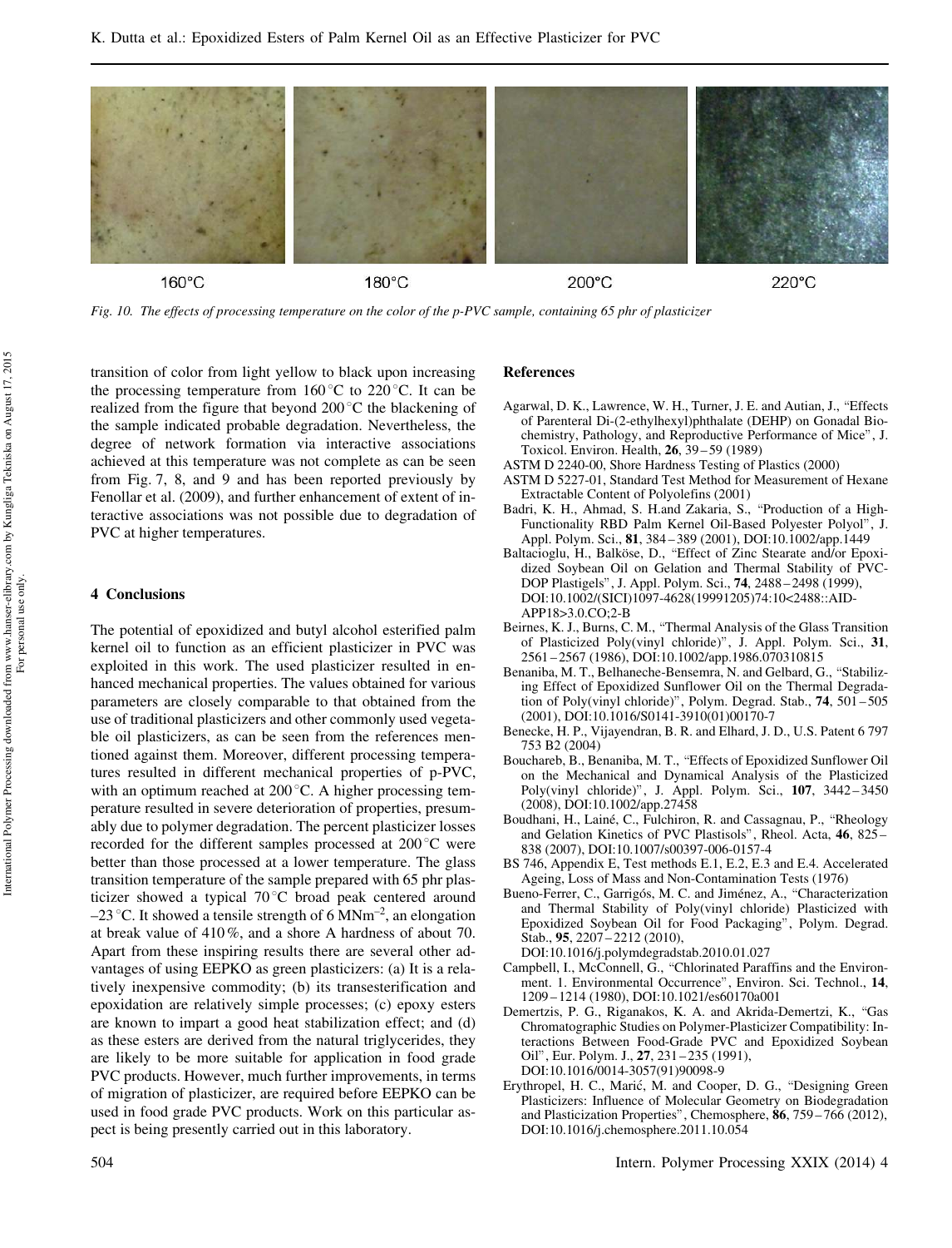160°C 180°C 200°C 220°C

*Fig. 10. The effects of processing temperature on the color of the p-PVC sample, containing 65 phr of plasticizer*

transition of color from light yellow to black upon increasing the processing temperature from 160 °C to 220 °C. It can be realized from the figure that beyond 200 °C the blackening of the sample indicated probable degradation. Nevertheless, the degree of network formation via interactive associations achieved at this temperature was not complete as can be seen from Fig. 7, 8, and 9 and has been reported previously by Fenollar et al. (2009), and further enhancement of extent of interactive associations was not possible due to degradation of PVC at higher temperatures.

## 4 Conclusions

The potential of epoxidized and butyl alcohol esterified palm kernel oil to function as an efficient plasticizer in PVC was exploited in this work. The used plasticizer resulted in enhanced mechanical properties. The values obtained for various parameters are closely comparable to that obtained from the use of traditional plasticizers and other commonly used vegetable oil plasticizers, as can be seen from the references mentioned against them. Moreover, different processing temperatures resulted in different mechanical properties of p-PVC, with an optimum reached at 200 °C. A higher processing temperature resulted in severe deterioration of properties, presumably due to polymer degradation. The percent plasticizer losses recorded for the different samples processed at 200 °C were better than those processed at a lower temperature. The glass transition temperature of the sample prepared with 65 phr plasticizer showed a typical 70 °C broad peak centered around –23 °C. It showed a tensile strength of 6 $MNm^{-2}$, an elongation at break value of 410 %, and a shore A hardness of about 70. Apart from these inspiring results there are several other advantages of using EEPKO as green plasticizers: (a) It is a relatively inexpensive commodity; (b) its transesterification and epoxidation are relatively simple processes; (c) epoxy esters are known to impart a good heat stabilization effect; and (d) as these esters are derived from the natural triglycerides, they are likely to be more suitable for application in food grade PVC products. However, much further improvements, in terms of migration of plasticizer, are required before EEPKO can be used in food grade PVC products. Work on this particular aspect is being presently carried out in this laboratory.

## References

Agarwal, D. K., Lawrence, W. H., Turner, J. E. and Autian, J., "Effects of Parenteral Di-(2-ethylhexyl)phthalate (DEHP) on Gonadal Biochemistry, Pathology, and Reproductive Performance of Mice", J. Toxicol. Environ. Health, **26**, 39 – 59 (1989)

ASTM D 2240-00, Shore Hardness Testing of Plastics (2000)

ASTM D 5227-01, Standard Test Method for Measurement of Hexane Extractable Content of Polyolefins (2001)

Badri, K. H., Ahmad, S. H.and Zakaria, S., "Production of a High-Functionality RBD Palm Kernel Oil-Based Polyester Polyol", J. Appl. Polym. Sci., **81**, 384 – 389 (2001), DOI:10.1002/app.1449

Baltacioglu, H., Balköse, D., "Effect of Zinc Stearate and/or Epoxidized Soybean Oil on Gelation and Thermal Stability of PVC-DOP Plastigels", J. Appl. Polym. Sci., **74**, 2488 – 2498 (1999), DOI:10.1002/(SICI)1097-4628(19991205)74:10<2488::AID-APP18>3.0.CO;2-B

Beirnes, K. J., Burns, C. M., "Thermal Analysis of the Glass Transition of Plasticized Poly(vinyl chloride)", J. Appl. Polym. Sci., **31**, 2561 – 2567 (1986), DOI:10.1002/app.1986.070310815

Benaniba, M. T., Belhaneche-Bensemra, N. and Gelbard, G., "Stabilizing Effect of Epoxidized Sunflower Oil on the Thermal Degradation of Poly(vinyl chloride)", Polym. Degrad. Stab., **74**, 501 – 505 (2001), DOI:10.1016/S0141-3910(01)00170-7

Benecke, H. P., Vijayendran, B. R. and Elhard, J. D., U.S. Patent 6 797 753 B2 (2004)

Bouchareb, B., Benaniba, M. T., "Effects of Epoxidized Sunflower Oil on the Mechanical and Dynamical Analysis of the Plasticized Poly(vinyl chloride)", J. Appl. Polym. Sci., **107**, 3442 – 3450 (2008), DOI:10.1002/app.27458

Boudhani, H., Lainé, C., Fulchiron, R. and Cassagnau, P., "Rheology and Gelation Kinetics of PVC Plastisols", Rheol. Acta, **46**, 825 – 838 (2007), DOI:10.1007/s00397-006-0157-4

BS 746, Appendix E, Test methods E.1, E.2, E.3 and E.4. Accelerated Ageing, Loss of Mass and Non-Contamination Tests (1976)

Bueno-Ferrer, C., Garrigós, M. C. and Jiménez, A., "Characterization and Thermal Stability of Poly(vinyl chloride) Plasticized with Epoxidized Soybean Oil for Food Packaging", Polym. Degrad. Stab., **95**, 2207 – 2212 (2010), DOI:10.1016/j.polymdegradstab.2010.01.027

Campbell, I., McConnell, G., "Chlorinated Paraffins and the Environment. 1. Environmental Occurrence", Environ. Sci. Technol., **14**, 1209 – 1214 (1980), DOI:10.1021/es60170a001

Demertzis, P. G., Riganakos, K. A. and Akrida-Demertzi, K., "Gas Chromatographic Studies on Polymer-Plasticizer Compatibility: Interactions Between Food-Grade PVC and Epoxidized Soybean Oil", Eur. Polym. J., **27**, 231 – 235 (1991), DOI:10.1016/0014-3057(91)90098-9

Erythropel, H. C., Marić, M. and Cooper, D. G., "Designing Green Plasticizers: Influence of Molecular Geometry on Biodegradation and Plasticization Properties", Chemosphere, **86**, 759 – 766 (2012), DOI:10.1016/j.chemosphere.2011.10.054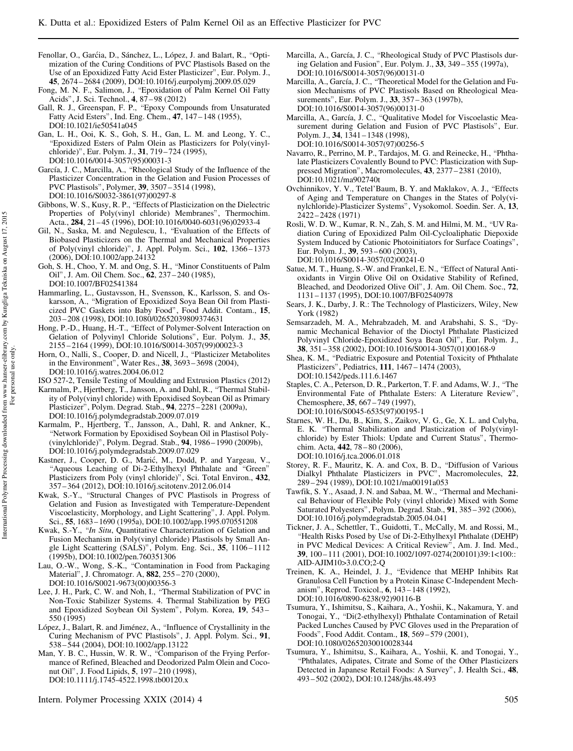Fenollar, O., Garćia, D., Sánchez, L., López, J. and Balart, R., "Optimization of the Curing Conditions of PVC Plastisols Based on the Use of an Epoxidized Fatty Acid Ester Plasticizer", Eur. Polym. J., **45**, 2674 – 2684 (2009), DOI:10.1016/j.eurpolymj.2009.05.029

Fong, M. N. F., Salimon, J., "Epoxidation of Palm Kernel Oil Fatty Acids", J. Sci. Technol., **4**, 87 – 98 (2012)

Gall, R. J., Greenspan, F. P., "Epoxy Compounds from Unsaturated Fatty Acid Esters", Ind. Eng. Chem., **47**, 147 – 148 (1955), DOI:10.1021/ie50541a045

Gan, L. H., Ooi, K. S., Goh, S. H., Gan, L. M. and Leong, Y. C., "Epoxidized Esters of Palm Olein as Plasticizers for Poly(vinylchloride)", Eur. Polym. J., **31**, 719 – 724 (1995), DOI:10.1016/0014-3057(95)00031-3

García, J. C., Marcilla, A., "Rheological Study of the Influence of the Plasticizer Concentration in the Gelation and Fusion Processes of PVC Plastisols", Polymer, **39**, 3507 – 3514 (1998), DOI:10.1016/S0032-3861(97)00297-8

Gibbons, W. S., Kusy, R. P., "Effects of Plasticization on the Dielectric Properties of Poly(vinyl chloride) Membranes", Thermochim. Acta., **284**, 21 – 45 (1996), DOI:10.1016/0040-6031(96)02933-4

Gil, N., Saska, M. and Negulescu, I., "Evaluation of the Effects of Biobased Plasticizers on the Thermal and Mechanical Properties of Poly(vinyl chloride)", J. Appl. Polym. Sci., **102**, 1366 – 1373 (2006), DOI:10.1002/app.24132

Goh, S. H., Choo, Y. M. and Ong, S. H., "Minor Constituents of Palm Oil", J. Am. Oil Chem. Soc., **62**, 237 – 240 (1985), DOI:10.1007/BF02541384

Hammarling, L., Gustavsson, H., Svensson, K., Karlsson, S. and Oskarsson, A., "Migration of Epoxidized Soya Bean Oil from Plasticized PVC Gaskets into Baby Food", Food Addit. Contam., **15**, 203 – 208 (1998), DOI:10.1080/02652039809374631

Hong, P.-D., Huang, H.-T., "Effect of Polymer-Solvent Interaction on Gelation of Polyvinyl Chloride Solutions", Eur. Polym. J., **35**, 2155 – 2164 (1999), DOI:10.1016/S0014-3057(99)00023-3

Horn, O., Nalli, S., Cooper, D. and Nicell, J., "Plasticizer Metabolites in the Environment", Water Res., **38**, 3693 – 3698 (2004), DOI:10.1016/j.watres.2004.06.012

ISO 527-2, Tensile Testing of Moulding and Extrusion Plastics (2012)

Karmalm, P., Hjertberg, T., Jansson, A. and Dahl, R., "Thermal Stability of Poly(vinyl chloride) with Epoxidised Soybean Oil as Primary Plasticizer", Polym. Degrad. Stab., **94**, 2275 – 2281 (2009a), DOI:10.1016/j.polymdegradstab.2009.07.019

Karmalm, P., Hjertberg, T., Jansson, A., Dahl, R. and Ankner, K., "Network Formation by Epoxidised Soybean Oil in Plastisol Poly(vinylchloride)", Polym. Degrad. Stab., **94**, 1986 – 1990 (2009b), DOI:10.1016/j.polymdegradstab.2009.07.029

Kastner, J., Cooper, D. G., Marić, M., Dodd, P. and Yargeau, V., "Aqueous Leaching of Di-2-Ethylhexyl Phthalate and "Green" Plasticizers from Poly (vinyl chloride)", Sci. Total Environ., **432**, 357 – 364 (2012), DOI:10.1016/j.scitotenv.2012.06.014

Kwak, S.-Y., "Structural Changes of PVC Plastisols in Progress of Gelation and Fusion as Investigated with Temperature-Dependent Viscoelasticity, Morphology, and Light Scattering", J. Appl. Polym. Sci., **55**, 1683 – 1690 (1995a), DOI:10.1002/app.1995.070551208

Kwak, S.-Y., "*In Situ*, Quantitative Characterization of Gelation and Fusion Mechanism in Poly(vinyl chloride) Plastisols by Small Angle Light Scattering (SALS)", Polym. Eng. Sci., **35**, 1106 – 1112 (1995b), DOI:10.1002/pen.760351306

Lau, O.-W., Wong, S.-K., "Contamination in Food from Packaging Material", J. Chromatogr. A, **882**, 255 – 270 (2000), DOI:10.1016/S0021-9673(00)00356-3

Lee, J. H., Park, C. W. and Noh, I., "Thermal Stabilization of PVC in Non-Toxic Stabilizer Systems. 4. Thermal Stabilization by PEG and Epoxidized Soybean Oil System", Polym. Korea, **19**, 543 – 550 (1995)

López, J., Balart, R. and Jiménez, A., "Influence of Crystallinity in the Curing Mechanism of PVC Plastisols", J. Appl. Polym. Sci., **91**, 538 – 544 (2004), DOI:10.1002/app.13122

Man, Y. B. C., Hussin, W. R. W., "Comparison of the Frying Performance of Refined, Bleached and Deodorized Palm Olein and Coconut Oil", J. Food Lipids, **5**, 197 – 210 (1998), DOI:10.1111/j.1745-4522.1998.tb00120.x

Marcilla, A., García, J. C., "Rheological Study of PVC Plastisols during Gelation and Fusion", Eur. Polym. J., **33**, 349 – 355 (1997a), DOI:10.1016/S0014-3057(96)00131-0

Marcilla, A., García, J. C., "Theoretical Model for the Gelation and Fusion Mechanisms of PVC Plastisols Based on Rheological Measurements", Eur. Polym. J., **33**, 357 – 363 (1997b), DOI:10.1016/S0014-3057(96)00131-0

Marcilla, A., García, J. C., "Qualitative Model for Viscoelastic Measurement during Gelation and Fusion of PVC Plastisols", Eur. Polym. J., **34**, 1341 – 1348 (1998), DOI:10.1016/S0014-3057(97)00256-5

Navarro, R., Perrino, M. P., Tardajos, M. G. and Reinecke, H., "Phthalate Plasticizers Covalently Bound to PVC: Plasticization with Suppressed Migration", Macromolecules, **43**, 2377 – 2381 (2010), DOI:10.1021/ma902740t

Ovchinnikov, Y. V., Tetel'Baum, B. Y. and Maklakov, A. J., "Effects of Aging and Temperature on Changes in the States of Poly(vinylchloride)-Plasticizer Systems", Vysokomol. Soedin. Ser. A, **13**, 2422 – 2428 (1971)

Rosli, W. D. W., Kumar, R. N., Zah, S. M. and Hilmi, M. M., "UV Radiation Curing of Epoxidized Palm Oil-Cycloaliphatic Diepoxide System Induced by Cationic Photoinitiators for Surface Coatings", Eur. Polym. J., **39**, 593 – 600 (2003), DOI:10.1016/S0014-3057(02)00241-0

Satue, M. T., Huang, S.-W. and Frankel, E. N., "Effect of Natural Antioxidants in Virgin Olive Oil on Oxidative Stability of Refined, Bleached, and Deodorized Olive Oil", J. Am. Oil Chem. Soc., **72**, 1131 – 1137 (1995), DOI:10.1007/BF02540978

Sears, J. K., Darby, J. R.: The Technology of Plasticizers, Wiley, New York (1982)

Semsarzadeh, M. A., Mehrabzadeh, M. and Arabshahi, S. S., "Dynamic Mechanical Behavior of the Dioctyl Phthalate Plasticized Polyvinyl Chloride-Epoxidized Soya Bean Oil", Eur. Polym. J., **38**, 351 – 358 (2002), DOI:10.1016/S0014-3057(01)00168-9

Shea, K. M., "Pediatric Exposure and Potential Toxicity of Phthalate Plasticizers", Pediatrics, **111**, 1467 – 1474 (2003), DOI:10.1542/peds.111.6.1467

Staples, C. A., Peterson, D. R., Parkerton, T. F. and Adams, W. J., "The Environmental Fate of Phthalate Esters: A Literature Review", Chemosphere, **35**, 667 – 749 (1997), DOI:10.1016/S0045-6535(97)00195-1

Starnes, W. H., Du, B., Kim, S., Zaikov, V. G., Ge, X. L. and Culyba, E. K. "Thermal Stabilization and Plasticization of Poly(vinylchloride) by Ester Thiols: Update and Current Status", Thermochim. Acta, **442**, 78 – 80 (2006), DOI:10.1016/j.tca.2006.01.018

Storey, R. F., Mauritz, K. A. and Cox, B. D., "Diffusion of Various Dialkyl Phthalate Plasticizers in PVC", Macromolecules, **22**, 289 – 294 (1989), DOI:10.1021/ma00191a053

Tawfik, S. Y., Asaad, J. N. and Sabaa, M. W., "Thermal and Mechanical Behaviour of Flexible Poly (vinyl chloride) Mixed with Some Saturated Polyesters", Polym. Degrad. Stab., **91**, 385 – 392 (2006), DOI:10.1016/j.polymdegradstab.2005.04.041

Tickner, J. A., Schettler, T., Guidotti, T., McCally, M. and Rossi, M., "Health Risks Posed by Use of Di-2-Ethylhexyl Phthalate (DEHP) in PVC Medical Devices: A Critical Review", Am. J. Ind. Med., **39**, 100 – 111 (2001), DOI:10.1002/1097-0274(200101)39:1<100::AID-AJIM10>3.0.CO;2-Q

Treinen, K. A., Heindel, J. J., "Evidence that MEHP Inhibits Rat Granulosa Cell Function by a Protein Kinase C-Independent Mechanism", Reprod. Toxicol., **6**, 143 – 148 (1992), DOI:10.1016/0890-6238(92)90116-B

Tsumura, Y., Ishimitsu, S., Kaihara, A., Yoshii, K., Nakamura, Y. and Tonogai, Y., "Di(2-ethylhexyl) Phthalate Contamination of Retail Packed Lunches Caused by PVC Gloves used in the Preparation of Foods", Food Addit. Contam., **18**, 569 – 579 (2001), DOI:10.1080/02652030010028344

Tsumura, Y., Ishimitsu, S., Kaihara, A., Yoshii, K. and Tonogai, Y., "Phthalates, Adipates, Citrate and Some of the Other Plasticizers Detected in Japanese Retail Foods: A Survey", J. Health Sci., **48**, 493 – 502 (2002), DOI:10.1248/jhs.48.493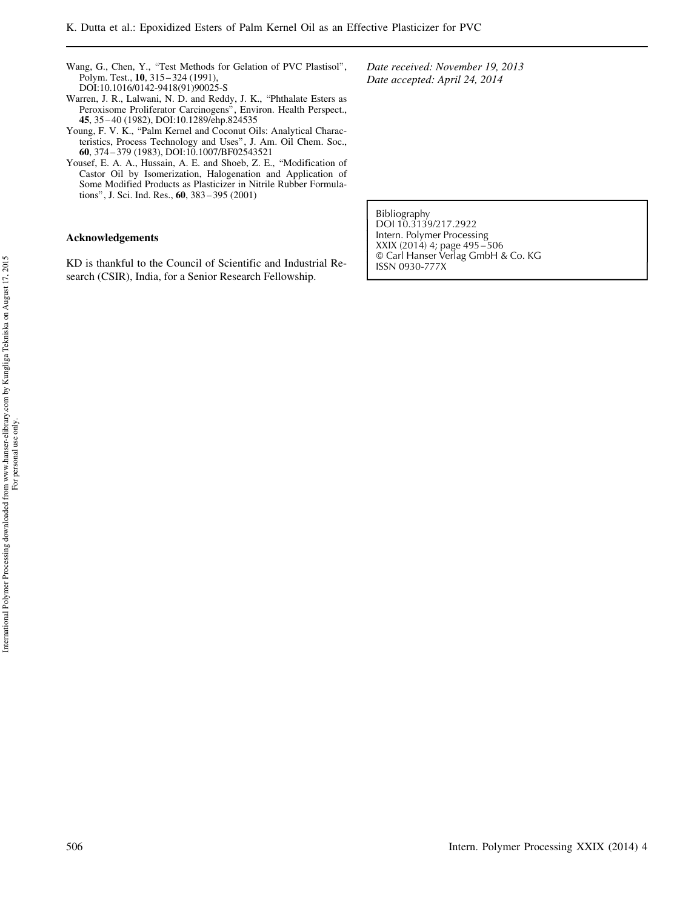Wang, G., Chen, Y., "Test Methods for Gelation of PVC Plastisol", Polym. Test., **10**, 315–324 (1991), DOI:10.1016/0142-9418(91)90025-S

Warren, J. R., Lalwani, N. D. and Reddy, J. K., "Phthalate Esters as Peroxisome Proliferator Carcinogens", Environ. Health Perspect., **45**, 35–40 (1982), DOI:10.1289/ehp.824535

Young, F. V. K., "Palm Kernel and Coconut Oils: Analytical Characteristics, Process Technology and Uses", J. Am. Oil Chem. Soc., **60**, 374–379 (1983), DOI:10.1007/BF02543521

Yousef, E. A. A., Hussain, A. E. and Shoeb, Z. E., "Modification of Castor Oil by Isomerization, Halogenation and Application of Some Modified Products as Plasticizer in Nitrile Rubber Formulations", J. Sci. Ind. Res., **60**, 383–395 (2001)

## Acknowledgements

KD is thankful to the Council of Scientific and Industrial Research (CSIR), India, for a Senior Research Fellowship.

*Date received: November 19, 2013*
*Date accepted: April 24, 2014*

Bibliography
DOI 10.3139/217.2922
Intern. Polymer Processing
XXIX (2014) 4; page 495–506
© Carl Hanser Verlag GmbH & Co. KG
ISSN 0930-777X